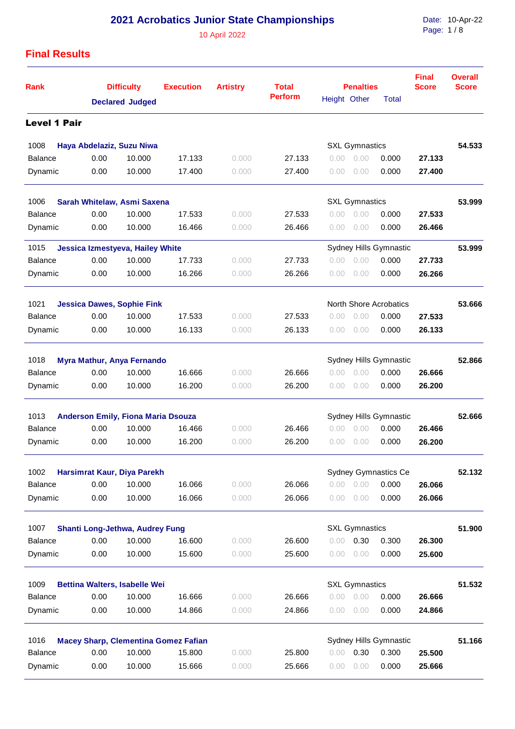# 2021 Acrobatics Junior State Championships

10 April 2022

Date: 10-Apr-22

## Final Results

| Rank | | Difficulty | | Execution | Artistry | Total Perform | Penalties | | | Final Score | Overall Score |
|---|---|---|---|---|---|---|---|---|---|---|---|
| | | Declared | Judged | | | | Height | Other | Total | | |

### Level 1 Pair

| Rank | Name | Declared | Judged | Execution | Artistry | Total Perform | Height | Other | Total | Final Score | Overall Score |
|---|---|---|---|---|---|---|---|---|---|---|---|
| 1008 | **Haya Abdelaziz, Suzu Niwa** | | | | | | SXL Gymnastics | | | | **54.533** |
| Balance | | 0.00 | 10.000 | 17.133 | 0.000 | 27.133 | 0.00 | 0.00 | 0.000 | **27.133** | |
| Dynamic | | 0.00 | 10.000 | 17.400 | 0.000 | 27.400 | 0.00 | 0.00 | 0.000 | **27.400** | |
| 1006 | **Sarah Whitelaw, Asmi Saxena** | | | | | | SXL Gymnastics | | | | **53.999** |
| Balance | | 0.00 | 10.000 | 17.533 | 0.000 | 27.533 | 0.00 | 0.00 | 0.000 | **27.533** | |
| Dynamic | | 0.00 | 10.000 | 16.466 | 0.000 | 26.466 | 0.00 | 0.00 | 0.000 | **26.466** | |
| 1015 | **Jessica Izmestyeva, Hailey White** | | | | | | Sydney Hills Gymnastic | | | | **53.999** |
| Balance | | 0.00 | 10.000 | 17.733 | 0.000 | 27.733 | 0.00 | 0.00 | 0.000 | **27.733** | |
| Dynamic | | 0.00 | 10.000 | 16.266 | 0.000 | 26.266 | 0.00 | 0.00 | 0.000 | **26.266** | |
| 1021 | **Jessica Dawes, Sophie Fink** | | | | | | North Shore Acrobatics | | | | **53.666** |
| Balance | | 0.00 | 10.000 | 17.533 | 0.000 | 27.533 | 0.00 | 0.00 | 0.000 | **27.533** | |
| Dynamic | | 0.00 | 10.000 | 16.133 | 0.000 | 26.133 | 0.00 | 0.00 | 0.000 | **26.133** | |
| 1018 | **Myra Mathur, Anya Fernando** | | | | | | Sydney Hills Gymnastic | | | | **52.866** |
| Balance | | 0.00 | 10.000 | 16.666 | 0.000 | 26.666 | 0.00 | 0.00 | 0.000 | **26.666** | |
| Dynamic | | 0.00 | 10.000 | 16.200 | 0.000 | 26.200 | 0.00 | 0.00 | 0.000 | **26.200** | |
| 1013 | **Anderson Emily, Fiona Maria Dsouza** | | | | | | Sydney Hills Gymnastic | | | | **52.666** |
| Balance | | 0.00 | 10.000 | 16.466 | 0.000 | 26.466 | 0.00 | 0.00 | 0.000 | **26.466** | |
| Dynamic | | 0.00 | 10.000 | 16.200 | 0.000 | 26.200 | 0.00 | 0.00 | 0.000 | **26.200** | |
| 1002 | **Harsimrat Kaur, Diya Parekh** | | | | | | Sydney Gymnastics Ce | | | | **52.132** |
| Balance | | 0.00 | 10.000 | 16.066 | 0.000 | 26.066 | 0.00 | 0.00 | 0.000 | **26.066** | |
| Dynamic | | 0.00 | 10.000 | 16.066 | 0.000 | 26.066 | 0.00 | 0.00 | 0.000 | **26.066** | |
| 1007 | **Shanti Long-Jethwa, Audrey Fung** | | | | | | SXL Gymnastics | | | | **51.900** |
| Balance | | 0.00 | 10.000 | 16.600 | 0.000 | 26.600 | 0.00 | 0.30 | 0.300 | **26.300** | |
| Dynamic | | 0.00 | 10.000 | 15.600 | 0.000 | 25.600 | 0.00 | 0.00 | 0.000 | **25.600** | |
| 1009 | **Bettina Walters, Isabelle Wei** | | | | | | SXL Gymnastics | | | | **51.532** |
| Balance | | 0.00 | 10.000 | 16.666 | 0.000 | 26.666 | 0.00 | 0.00 | 0.000 | **26.666** | |
| Dynamic | | 0.00 | 10.000 | 14.866 | 0.000 | 24.866 | 0.00 | 0.00 | 0.000 | **24.866** | |
| 1016 | **Macey Sharp, Clementina Gomez Fafian** | | | | | | Sydney Hills Gymnastic | | | | **51.166** |
| Balance | | 0.00 | 10.000 | 15.800 | 0.000 | 25.800 | 0.00 | 0.30 | 0.300 | **25.500** | |
| Dynamic | | 0.00 | 10.000 | 15.666 | 0.000 | 25.666 | 0.00 | 0.00 | 0.000 | **25.666** | |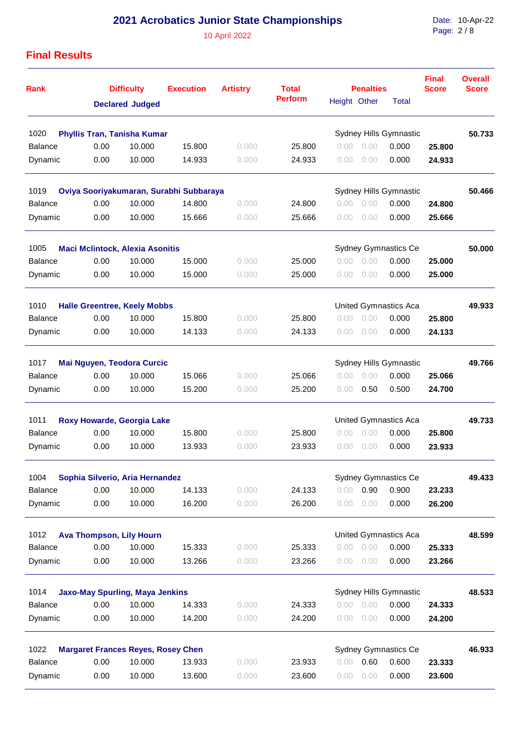# 2021 Acrobatics Junior State Championships

10 April 2022

## Final Results

| Rank | | Difficulty Declared | Difficulty Judged | Execution | Artistry | Total Perform | Penalties Height | Penalties Other | Penalties Total | Final Score | Overall Score |
|---|---|---|---|---|---|---|---|---|---|---|---|
| 1020 | **Phyllis Tran, Tanisha Kumar** | | | | | | Sydney Hills Gymnastic | | | | **50.733** |
| Balance | | 0.00 | 10.000 | 15.800 | 0.000 | 25.800 | 0.00 | 0.00 | 0.000 | **25.800** | |
| Dynamic | | 0.00 | 10.000 | 14.933 | 0.000 | 24.933 | 0.00 | 0.00 | 0.000 | **24.933** | |
| 1019 | **Oviya Sooriyakumaran, Surabhi Subbaraya** | | | | | | Sydney Hills Gymnastic | | | | **50.466** |
| Balance | | 0.00 | 10.000 | 14.800 | 0.000 | 24.800 | 0.00 | 0.00 | 0.000 | **24.800** | |
| Dynamic | | 0.00 | 10.000 | 15.666 | 0.000 | 25.666 | 0.00 | 0.00 | 0.000 | **25.666** | |
| 1005 | **Maci Mclintock, Alexia Asonitis** | | | | | | Sydney Gymnastics Ce | | | | **50.000** |
| Balance | | 0.00 | 10.000 | 15.000 | 0.000 | 25.000 | 0.00 | 0.00 | 0.000 | **25.000** | |
| Dynamic | | 0.00 | 10.000 | 15.000 | 0.000 | 25.000 | 0.00 | 0.00 | 0.000 | **25.000** | |
| 1010 | **Halle Greentree, Keely Mobbs** | | | | | | United Gymnastics Aca | | | | **49.933** |
| Balance | | 0.00 | 10.000 | 15.800 | 0.000 | 25.800 | 0.00 | 0.00 | 0.000 | **25.800** | |
| Dynamic | | 0.00 | 10.000 | 14.133 | 0.000 | 24.133 | 0.00 | 0.00 | 0.000 | **24.133** | |
| 1017 | **Mai Nguyen, Teodora Curcic** | | | | | | Sydney Hills Gymnastic | | | | **49.766** |
| Balance | | 0.00 | 10.000 | 15.066 | 0.000 | 25.066 | 0.00 | 0.00 | 0.000 | **25.066** | |
| Dynamic | | 0.00 | 10.000 | 15.200 | 0.000 | 25.200 | 0.00 | 0.50 | 0.500 | **24.700** | |
| 1011 | **Roxy Howarde, Georgia Lake** | | | | | | United Gymnastics Aca | | | | **49.733** |
| Balance | | 0.00 | 10.000 | 15.800 | 0.000 | 25.800 | 0.00 | 0.00 | 0.000 | **25.800** | |
| Dynamic | | 0.00 | 10.000 | 13.933 | 0.000 | 23.933 | 0.00 | 0.00 | 0.000 | **23.933** | |
| 1004 | **Sophia Silverio, Aria Hernandez** | | | | | | Sydney Gymnastics Ce | | | | **49.433** |
| Balance | | 0.00 | 10.000 | 14.133 | 0.000 | 24.133 | 0.00 | 0.90 | 0.900 | **23.233** | |
| Dynamic | | 0.00 | 10.000 | 16.200 | 0.000 | 26.200 | 0.00 | 0.00 | 0.000 | **26.200** | |
| 1012 | **Ava Thompson, Lily Hourn** | | | | | | United Gymnastics Aca | | | | **48.599** |
| Balance | | 0.00 | 10.000 | 15.333 | 0.000 | 25.333 | 0.00 | 0.00 | 0.000 | **25.333** | |
| Dynamic | | 0.00 | 10.000 | 13.266 | 0.000 | 23.266 | 0.00 | 0.00 | 0.000 | **23.266** | |
| 1014 | **Jaxo-May Spurling, Maya Jenkins** | | | | | | Sydney Hills Gymnastic | | | | **48.533** |
| Balance | | 0.00 | 10.000 | 14.333 | 0.000 | 24.333 | 0.00 | 0.00 | 0.000 | **24.333** | |
| Dynamic | | 0.00 | 10.000 | 14.200 | 0.000 | 24.200 | 0.00 | 0.00 | 0.000 | **24.200** | |
| 1022 | **Margaret Frances Reyes, Rosey Chen** | | | | | | Sydney Gymnastics Ce | | | | **46.933** |
| Balance | | 0.00 | 10.000 | 13.933 | 0.000 | 23.933 | 0.00 | 0.60 | 0.600 | **23.333** | |
| Dynamic | | 0.00 | 10.000 | 13.600 | 0.000 | 23.600 | 0.00 | 0.00 | 0.000 | **23.600** | |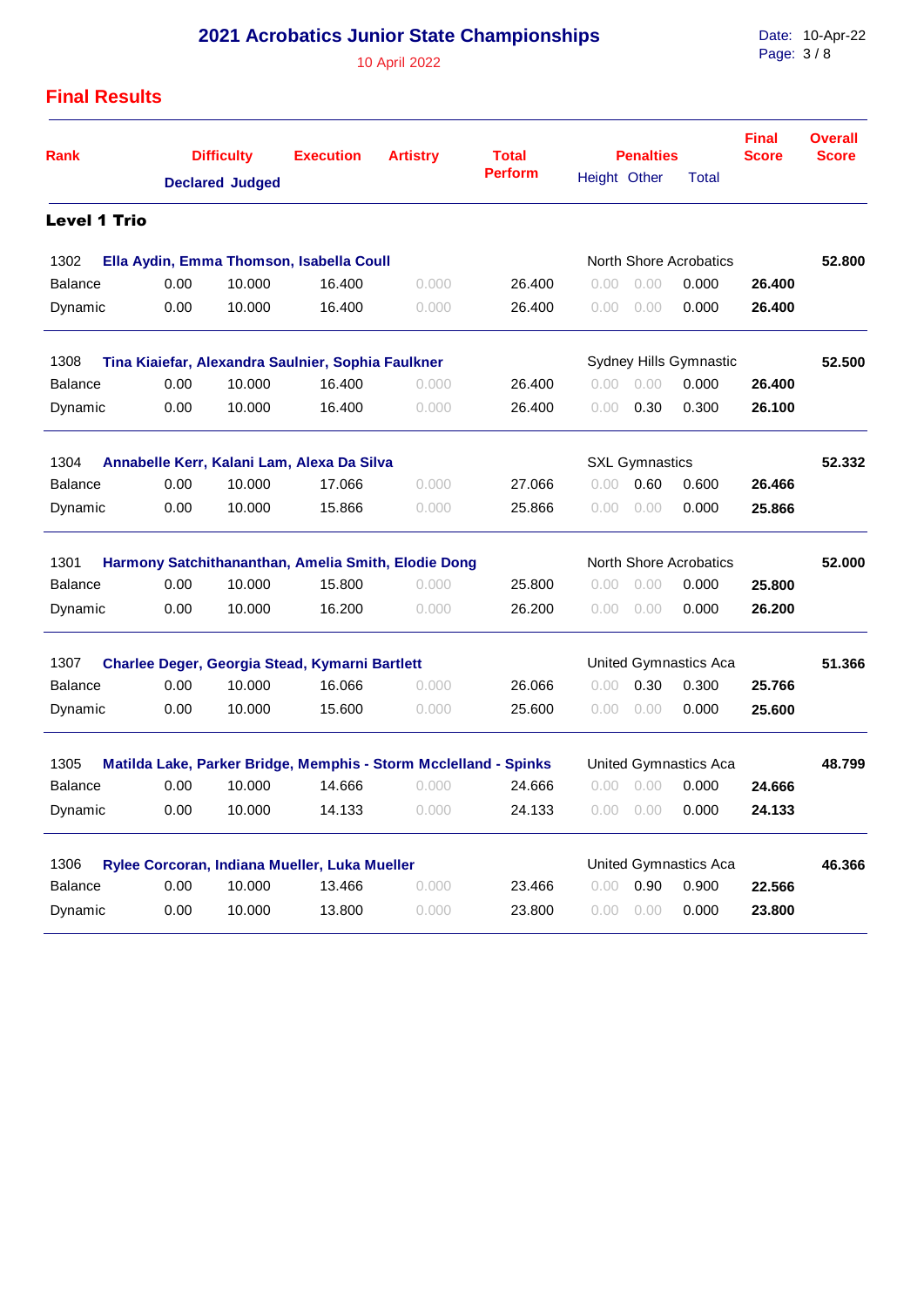# 2021 Acrobatics Junior State Championships

10 April 2022

## Final Results

| Rank | Difficulty Declared | Difficulty Judged | Execution | Artistry | Total Perform | Penalties Height | Penalties Other | Penalties Total | Final Score | Overall Score |
|---|---|---|---|---|---|---|---|---|---|---|

### Level 1 Trio

| Rank | Difficulty Declared | Difficulty Judged | Execution | Artistry | Total Perform | Penalties Height | Penalties Other | Penalties Total | Final Score | Overall Score |
|---|---|---|---|---|---|---|---|---|---|---|
| 1302 | **Ella Aydin, Emma Thomson, Isabella Coull** | | | | | North Shore Acrobatics | | | | **52.800** |
| Balance | 0.00 | 10.000 | 16.400 | 0.000 | 26.400 | 0.00 | 0.00 | 0.000 | **26.400** | |
| Dynamic | 0.00 | 10.000 | 16.400 | 0.000 | 26.400 | 0.00 | 0.00 | 0.000 | **26.400** | |
| 1308 | **Tina Kiaiefar, Alexandra Saulnier, Sophia Faulkner** | | | | | Sydney Hills Gymnastic | | | | **52.500** |
| Balance | 0.00 | 10.000 | 16.400 | 0.000 | 26.400 | 0.00 | 0.00 | 0.000 | **26.400** | |
| Dynamic | 0.00 | 10.000 | 16.400 | 0.000 | 26.400 | 0.00 | 0.30 | 0.300 | **26.100** | |
| 1304 | **Annabelle Kerr, Kalani Lam, Alexa Da Silva** | | | | | SXL Gymnastics | | | | **52.332** |
| Balance | 0.00 | 10.000 | 17.066 | 0.000 | 27.066 | 0.00 | 0.60 | 0.600 | **26.466** | |
| Dynamic | 0.00 | 10.000 | 15.866 | 0.000 | 25.866 | 0.00 | 0.00 | 0.000 | **25.866** | |
| 1301 | **Harmony Satchithananthan, Amelia Smith, Elodie Dong** | | | | | North Shore Acrobatics | | | | **52.000** |
| Balance | 0.00 | 10.000 | 15.800 | 0.000 | 25.800 | 0.00 | 0.00 | 0.000 | **25.800** | |
| Dynamic | 0.00 | 10.000 | 16.200 | 0.000 | 26.200 | 0.00 | 0.00 | 0.000 | **26.200** | |
| 1307 | **Charlee Deger, Georgia Stead, Kymarni Bartlett** | | | | | United Gymnastics Aca | | | | **51.366** |
| Balance | 0.00 | 10.000 | 16.066 | 0.000 | 26.066 | 0.00 | 0.30 | 0.300 | **25.766** | |
| Dynamic | 0.00 | 10.000 | 15.600 | 0.000 | 25.600 | 0.00 | 0.00 | 0.000 | **25.600** | |
| 1305 | **Matilda Lake, Parker Bridge, Memphis - Storm Mcclelland - Spinks** | | | | | United Gymnastics Aca | | | | **48.799** |
| Balance | 0.00 | 10.000 | 14.666 | 0.000 | 24.666 | 0.00 | 0.00 | 0.000 | **24.666** | |
| Dynamic | 0.00 | 10.000 | 14.133 | 0.000 | 24.133 | 0.00 | 0.00 | 0.000 | **24.133** | |
| 1306 | **Rylee Corcoran, Indiana Mueller, Luka Mueller** | | | | | United Gymnastics Aca | | | | **46.366** |
| Balance | 0.00 | 10.000 | 13.466 | 0.000 | 23.466 | 0.00 | 0.90 | 0.900 | **22.566** | |
| Dynamic | 0.00 | 10.000 | 13.800 | 0.000 | 23.800 | 0.00 | 0.00 | 0.000 | **23.800** | |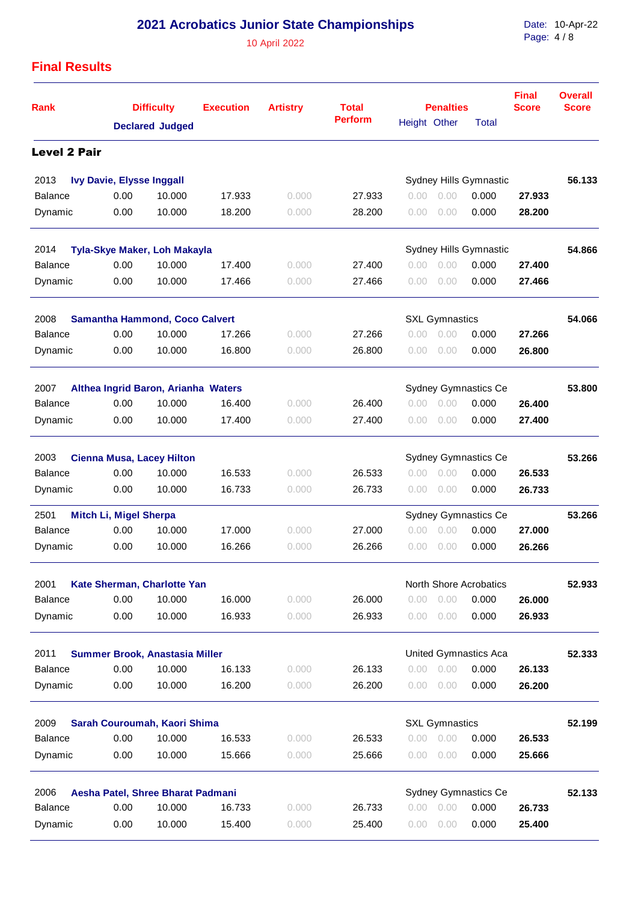# 2021 Acrobatics Junior State Championships

10 April 2022

Date: 10-Apr-22

## Final Results

| Rank | Difficulty Declared | Difficulty Judged | Execution | Artistry | Total Perform | Penalties Height | Penalties Other | Penalties Total | Final Score | Overall Score |
|---|---|---|---|---|---|---|---|---|---|---|
| **Level 2 Pair** | | | | | | | | | | |
| 2013 **Ivy Davie, Elysse Inggall** | | | | | | Sydney Hills Gymnastic | | | | **56.133** |
| Balance | 0.00 | 10.000 | 17.933 | 0.000 | 27.933 | 0.00 | 0.00 | 0.000 | **27.933** | |
| Dynamic | 0.00 | 10.000 | 18.200 | 0.000 | 28.200 | 0.00 | 0.00 | 0.000 | **28.200** | |
| 2014 **Tyla-Skye Maker, Loh Makayla** | | | | | | Sydney Hills Gymnastic | | | | **54.866** |
| Balance | 0.00 | 10.000 | 17.400 | 0.000 | 27.400 | 0.00 | 0.00 | 0.000 | **27.400** | |
| Dynamic | 0.00 | 10.000 | 17.466 | 0.000 | 27.466 | 0.00 | 0.00 | 0.000 | **27.466** | |
| 2008 **Samantha Hammond, Coco Calvert** | | | | | | SXL Gymnastics | | | | **54.066** |
| Balance | 0.00 | 10.000 | 17.266 | 0.000 | 27.266 | 0.00 | 0.00 | 0.000 | **27.266** | |
| Dynamic | 0.00 | 10.000 | 16.800 | 0.000 | 26.800 | 0.00 | 0.00 | 0.000 | **26.800** | |
| 2007 **Althea Ingrid Baron, Arianha Waters** | | | | | | Sydney Gymnastics Ce | | | | **53.800** |
| Balance | 0.00 | 10.000 | 16.400 | 0.000 | 26.400 | 0.00 | 0.00 | 0.000 | **26.400** | |
| Dynamic | 0.00 | 10.000 | 17.400 | 0.000 | 27.400 | 0.00 | 0.00 | 0.000 | **27.400** | |
| 2003 **Cienna Musa, Lacey Hilton** | | | | | | Sydney Gymnastics Ce | | | | **53.266** |
| Balance | 0.00 | 10.000 | 16.533 | 0.000 | 26.533 | 0.00 | 0.00 | 0.000 | **26.533** | |
| Dynamic | 0.00 | 10.000 | 16.733 | 0.000 | 26.733 | 0.00 | 0.00 | 0.000 | **26.733** | |
| 2501 **Mitch Li, Migel Sherpa** | | | | | | Sydney Gymnastics Ce | | | | **53.266** |
| Balance | 0.00 | 10.000 | 17.000 | 0.000 | 27.000 | 0.00 | 0.00 | 0.000 | **27.000** | |
| Dynamic | 0.00 | 10.000 | 16.266 | 0.000 | 26.266 | 0.00 | 0.00 | 0.000 | **26.266** | |
| 2001 **Kate Sherman, Charlotte Yan** | | | | | | North Shore Acrobatics | | | | **52.933** |
| Balance | 0.00 | 10.000 | 16.000 | 0.000 | 26.000 | 0.00 | 0.00 | 0.000 | **26.000** | |
| Dynamic | 0.00 | 10.000 | 16.933 | 0.000 | 26.933 | 0.00 | 0.00 | 0.000 | **26.933** | |
| 2011 **Summer Brook, Anastasia Miller** | | | | | | United Gymnastics Aca | | | | **52.333** |
| Balance | 0.00 | 10.000 | 16.133 | 0.000 | 26.133 | 0.00 | 0.00 | 0.000 | **26.133** | |
| Dynamic | 0.00 | 10.000 | 16.200 | 0.000 | 26.200 | 0.00 | 0.00 | 0.000 | **26.200** | |
| 2009 **Sarah Couroumah, Kaori Shima** | | | | | | SXL Gymnastics | | | | **52.199** |
| Balance | 0.00 | 10.000 | 16.533 | 0.000 | 26.533 | 0.00 | 0.00 | 0.000 | **26.533** | |
| Dynamic | 0.00 | 10.000 | 15.666 | 0.000 | 25.666 | 0.00 | 0.00 | 0.000 | **25.666** | |
| 2006 **Aesha Patel, Shree Bharat Padmani** | | | | | | Sydney Gymnastics Ce | | | | **52.133** |
| Balance | 0.00 | 10.000 | 16.733 | 0.000 | 26.733 | 0.00 | 0.00 | 0.000 | **26.733** | |
| Dynamic | 0.00 | 10.000 | 15.400 | 0.000 | 25.400 | 0.00 | 0.00 | 0.000 | **25.400** | |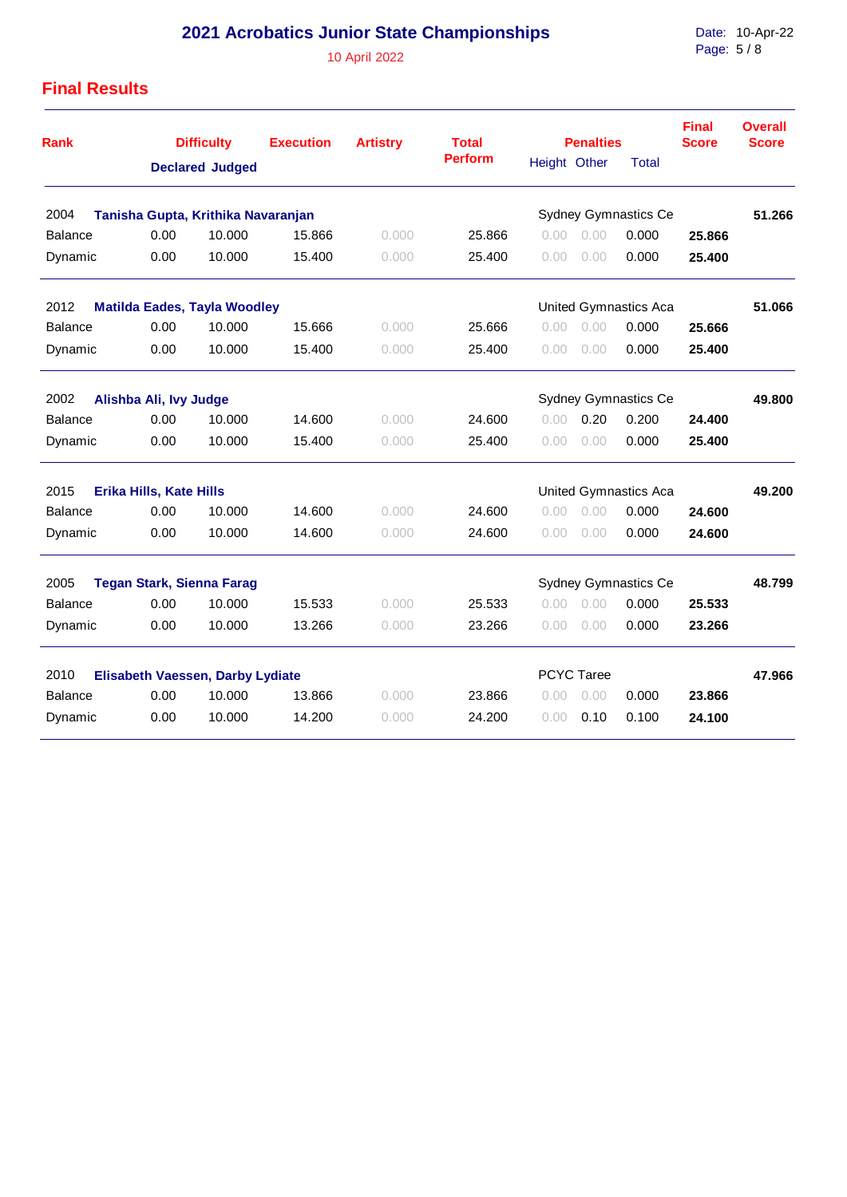# 2021 Acrobatics Junior State Championships

10 April 2022

## Final Results

| Rank | | Difficulty Declared | Difficulty Judged | Execution | Artistry | Total Perform | Penalties Height | Penalties Other | Penalties Total | Final Score | Overall Score |
|---|---|---|---|---|---|---|---|---|---|---|---|
| 2004 | **Tanisha Gupta, Krithika Navaranjan** | | | | | | Sydney Gymnastics Ce | | | | **51.266** |
| Balance | | 0.00 | 10.000 | 15.866 | 0.000 | 25.866 | 0.00 | 0.00 | 0.000 | **25.866** | |
| Dynamic | | 0.00 | 10.000 | 15.400 | 0.000 | 25.400 | 0.00 | 0.00 | 0.000 | **25.400** | |
| 2012 | **Matilda Eades, Tayla Woodley** | | | | | | United Gymnastics Aca | | | | **51.066** |
| Balance | | 0.00 | 10.000 | 15.666 | 0.000 | 25.666 | 0.00 | 0.00 | 0.000 | **25.666** | |
| Dynamic | | 0.00 | 10.000 | 15.400 | 0.000 | 25.400 | 0.00 | 0.00 | 0.000 | **25.400** | |
| 2002 | **Alishba Ali, Ivy Judge** | | | | | | Sydney Gymnastics Ce | | | | **49.800** |
| Balance | | 0.00 | 10.000 | 14.600 | 0.000 | 24.600 | 0.00 | 0.20 | 0.200 | **24.400** | |
| Dynamic | | 0.00 | 10.000 | 15.400 | 0.000 | 25.400 | 0.00 | 0.00 | 0.000 | **25.400** | |
| 2015 | **Erika Hills, Kate Hills** | | | | | | United Gymnastics Aca | | | | **49.200** |
| Balance | | 0.00 | 10.000 | 14.600 | 0.000 | 24.600 | 0.00 | 0.00 | 0.000 | **24.600** | |
| Dynamic | | 0.00 | 10.000 | 14.600 | 0.000 | 24.600 | 0.00 | 0.00 | 0.000 | **24.600** | |
| 2005 | **Tegan Stark, Sienna Farag** | | | | | | Sydney Gymnastics Ce | | | | **48.799** |
| Balance | | 0.00 | 10.000 | 15.533 | 0.000 | 25.533 | 0.00 | 0.00 | 0.000 | **25.533** | |
| Dynamic | | 0.00 | 10.000 | 13.266 | 0.000 | 23.266 | 0.00 | 0.00 | 0.000 | **23.266** | |
| 2010 | **Elisabeth Vaessen, Darby Lydiate** | | | | | | PCYC Taree | | | | **47.966** |
| Balance | | 0.00 | 10.000 | 13.866 | 0.000 | 23.866 | 0.00 | 0.00 | 0.000 | **23.866** | |
| Dynamic | | 0.00 | 10.000 | 14.200 | 0.000 | 24.200 | 0.00 | 0.10 | 0.100 | **24.100** | |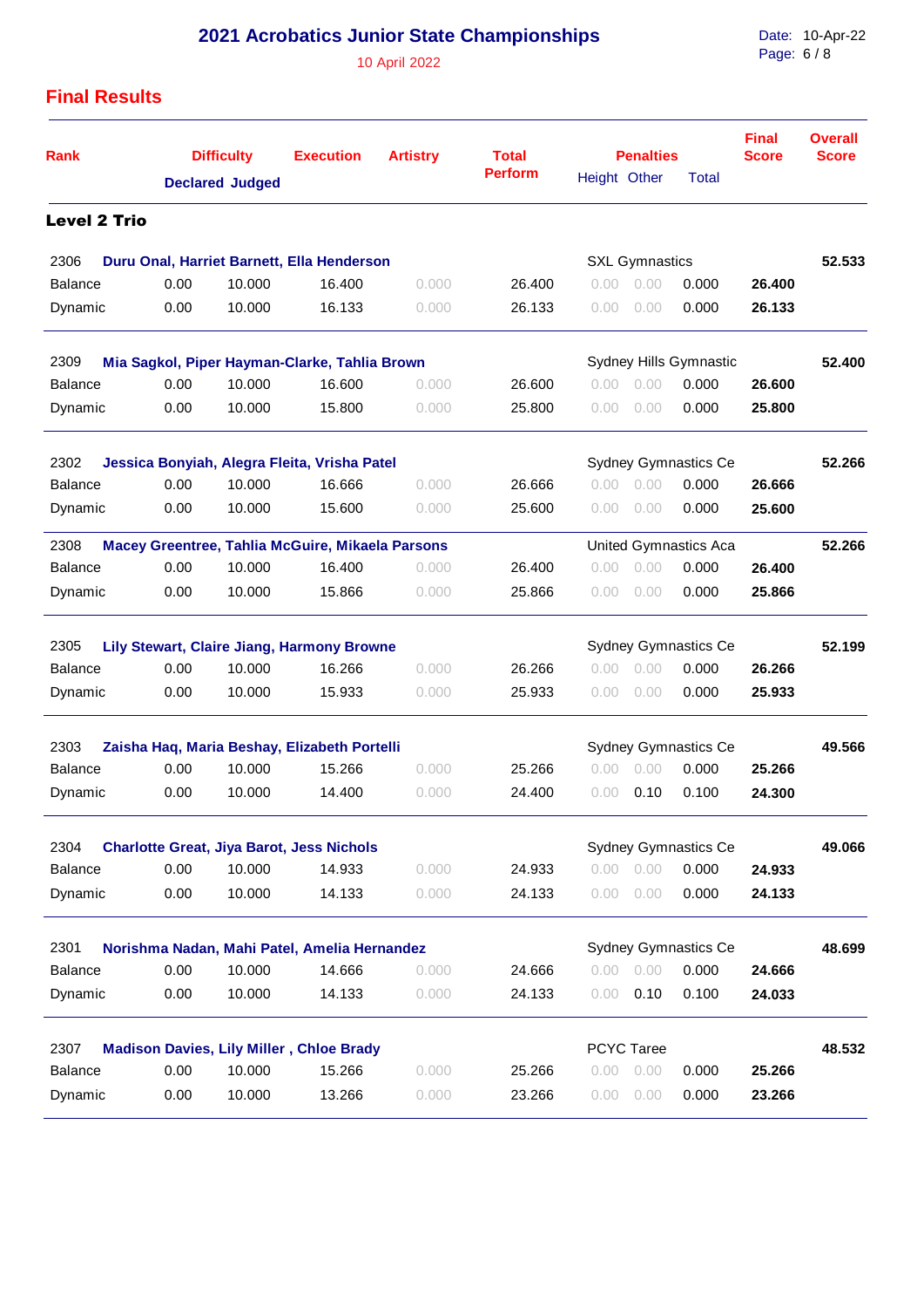# 2021 Acrobatics Junior State Championships

10 April 2022

## Final Results

### Level 2 Trio

| Rank | Difficulty Declared | Difficulty Judged | Execution | Artistry | Total Perform | Penalties Height | Penalties Other | Penalties Total | Final Score | Overall Score |
|---|---|---|---|---|---|---|---|---|---|---|
| 2306 | **Duru Onal, Harriet Barnett, Ella Henderson** | | | | | SXL Gymnastics | | | | **52.533** |
| Balance | 0.00 | 10.000 | 16.400 | 0.000 | 26.400 | 0.00 | 0.00 | 0.000 | **26.400** | |
| Dynamic | 0.00 | 10.000 | 16.133 | 0.000 | 26.133 | 0.00 | 0.00 | 0.000 | **26.133** | |
| 2309 | **Mia Sagkol, Piper Hayman-Clarke, Tahlia Brown** | | | | | Sydney Hills Gymnastic | | | | **52.400** |
| Balance | 0.00 | 10.000 | 16.600 | 0.000 | 26.600 | 0.00 | 0.00 | 0.000 | **26.600** | |
| Dynamic | 0.00 | 10.000 | 15.800 | 0.000 | 25.800 | 0.00 | 0.00 | 0.000 | **25.800** | |
| 2302 | **Jessica Bonyiah, Alegra Fleita, Vrisha Patel** | | | | | Sydney Gymnastics Ce | | | | **52.266** |
| Balance | 0.00 | 10.000 | 16.666 | 0.000 | 26.666 | 0.00 | 0.00 | 0.000 | **26.666** | |
| Dynamic | 0.00 | 10.000 | 15.600 | 0.000 | 25.600 | 0.00 | 0.00 | 0.000 | **25.600** | |
| 2308 | **Macey Greentree, Tahlia McGuire, Mikaela Parsons** | | | | | United Gymnastics Aca | | | | **52.266** |
| Balance | 0.00 | 10.000 | 16.400 | 0.000 | 26.400 | 0.00 | 0.00 | 0.000 | **26.400** | |
| Dynamic | 0.00 | 10.000 | 15.866 | 0.000 | 25.866 | 0.00 | 0.00 | 0.000 | **25.866** | |
| 2305 | **Lily Stewart, Claire Jiang, Harmony Browne** | | | | | Sydney Gymnastics Ce | | | | **52.199** |
| Balance | 0.00 | 10.000 | 16.266 | 0.000 | 26.266 | 0.00 | 0.00 | 0.000 | **26.266** | |
| Dynamic | 0.00 | 10.000 | 15.933 | 0.000 | 25.933 | 0.00 | 0.00 | 0.000 | **25.933** | |
| 2303 | **Zaisha Haq, Maria Beshay, Elizabeth Portelli** | | | | | Sydney Gymnastics Ce | | | | **49.566** |
| Balance | 0.00 | 10.000 | 15.266 | 0.000 | 25.266 | 0.00 | 0.00 | 0.000 | **25.266** | |
| Dynamic | 0.00 | 10.000 | 14.400 | 0.000 | 24.400 | 0.00 | 0.10 | 0.100 | **24.300** | |
| 2304 | **Charlotte Great, Jiya Barot, Jess Nichols** | | | | | Sydney Gymnastics Ce | | | | **49.066** |
| Balance | 0.00 | 10.000 | 14.933 | 0.000 | 24.933 | 0.00 | 0.00 | 0.000 | **24.933** | |
| Dynamic | 0.00 | 10.000 | 14.133 | 0.000 | 24.133 | 0.00 | 0.00 | 0.000 | **24.133** | |
| 2301 | **Norishma Nadan, Mahi Patel, Amelia Hernandez** | | | | | Sydney Gymnastics Ce | | | | **48.699** |
| Balance | 0.00 | 10.000 | 14.666 | 0.000 | 24.666 | 0.00 | 0.00 | 0.000 | **24.666** | |
| Dynamic | 0.00 | 10.000 | 14.133 | 0.000 | 24.133 | 0.00 | 0.10 | 0.100 | **24.033** | |
| 2307 | **Madison Davies, Lily Miller , Chloe Brady** | | | | | PCYC Taree | | | | **48.532** |
| Balance | 0.00 | 10.000 | 15.266 | 0.000 | 25.266 | 0.00 | 0.00 | 0.000 | **25.266** | |
| Dynamic | 0.00 | 10.000 | 13.266 | 0.000 | 23.266 | 0.00 | 0.00 | 0.000 | **23.266** | |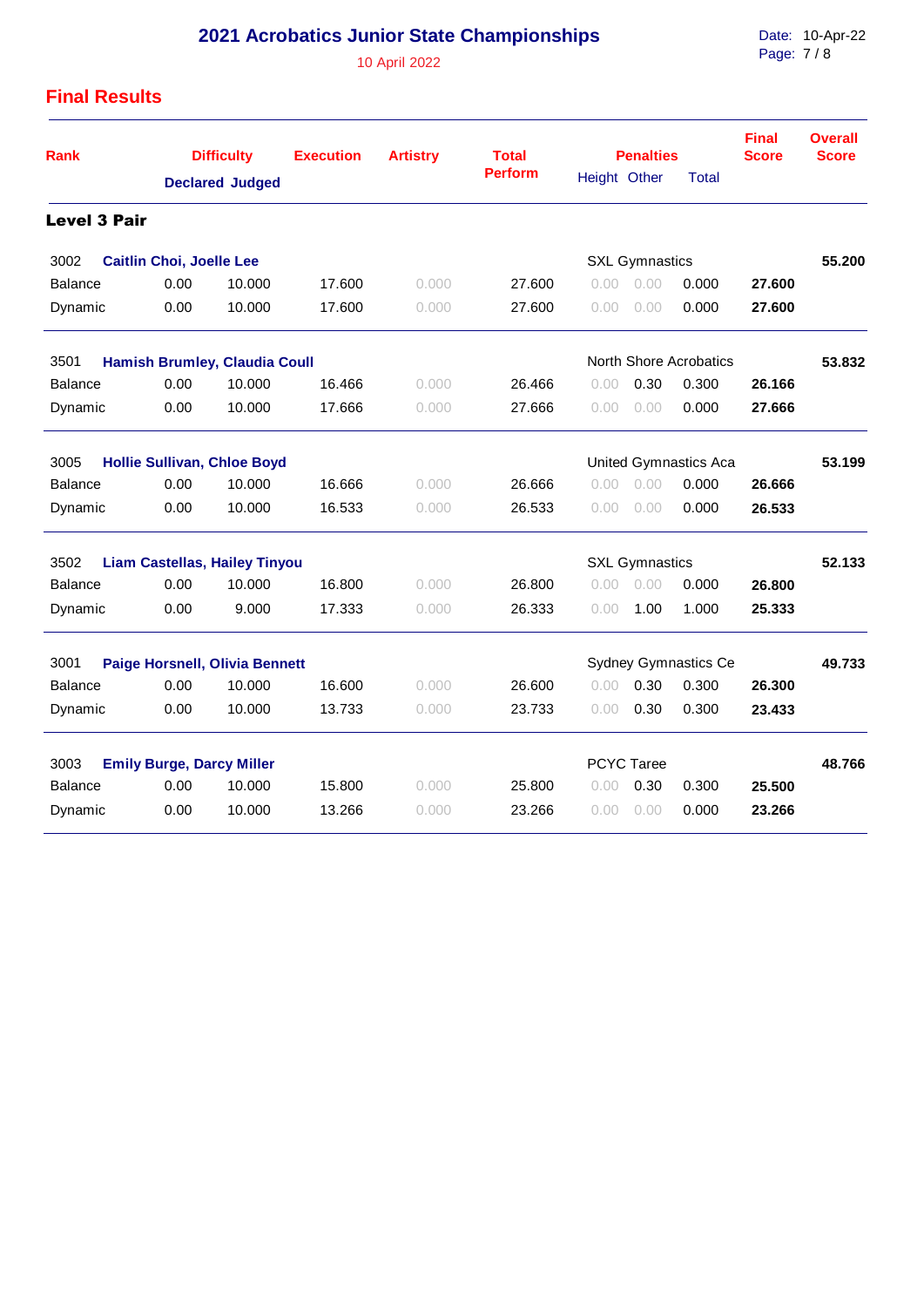# 2021 Acrobatics Junior State Championships

10 April 2022

Date: 10-Apr-22

## Final Results

| Rank | Difficulty Declared | Difficulty Judged | Execution | Artistry | Total Perform | Penalties Height | Penalties Other | Penalties Total | Final Score | Overall Score |
|---|---|---|---|---|---|---|---|---|---|---|
| **Level 3 Pair** | | | | | | | | | | |
| 3002 **Caitlin Choi, Joelle Lee** | | | | | | SXL Gymnastics | | | | **55.200** |
| Balance | 0.00 | 10.000 | 17.600 | 0.000 | 27.600 | 0.00 | 0.00 | 0.000 | **27.600** | |
| Dynamic | 0.00 | 10.000 | 17.600 | 0.000 | 27.600 | 0.00 | 0.00 | 0.000 | **27.600** | |
| 3501 **Hamish Brumley, Claudia Coull** | | | | | | North Shore Acrobatics | | | | **53.832** |
| Balance | 0.00 | 10.000 | 16.466 | 0.000 | 26.466 | 0.00 | 0.30 | 0.300 | **26.166** | |
| Dynamic | 0.00 | 10.000 | 17.666 | 0.000 | 27.666 | 0.00 | 0.00 | 0.000 | **27.666** | |
| 3005 **Hollie Sullivan, Chloe Boyd** | | | | | | United Gymnastics Aca | | | | **53.199** |
| Balance | 0.00 | 10.000 | 16.666 | 0.000 | 26.666 | 0.00 | 0.00 | 0.000 | **26.666** | |
| Dynamic | 0.00 | 10.000 | 16.533 | 0.000 | 26.533 | 0.00 | 0.00 | 0.000 | **26.533** | |
| 3502 **Liam Castellas, Hailey Tinyou** | | | | | | SXL Gymnastics | | | | **52.133** |
| Balance | 0.00 | 10.000 | 16.800 | 0.000 | 26.800 | 0.00 | 0.00 | 0.000 | **26.800** | |
| Dynamic | 0.00 | 9.000 | 17.333 | 0.000 | 26.333 | 0.00 | 1.00 | 1.000 | **25.333** | |
| 3001 **Paige Horsnell, Olivia Bennett** | | | | | | Sydney Gymnastics Ce | | | | **49.733** |
| Balance | 0.00 | 10.000 | 16.600 | 0.000 | 26.600 | 0.00 | 0.30 | 0.300 | **26.300** | |
| Dynamic | 0.00 | 10.000 | 13.733 | 0.000 | 23.733 | 0.00 | 0.30 | 0.300 | **23.433** | |
| 3003 **Emily Burge, Darcy Miller** | | | | | | PCYC Taree | | | | **48.766** |
| Balance | 0.00 | 10.000 | 15.800 | 0.000 | 25.800 | 0.00 | 0.30 | 0.300 | **25.500** | |
| Dynamic | 0.00 | 10.000 | 13.266 | 0.000 | 23.266 | 0.00 | 0.00 | 0.000 | **23.266** | |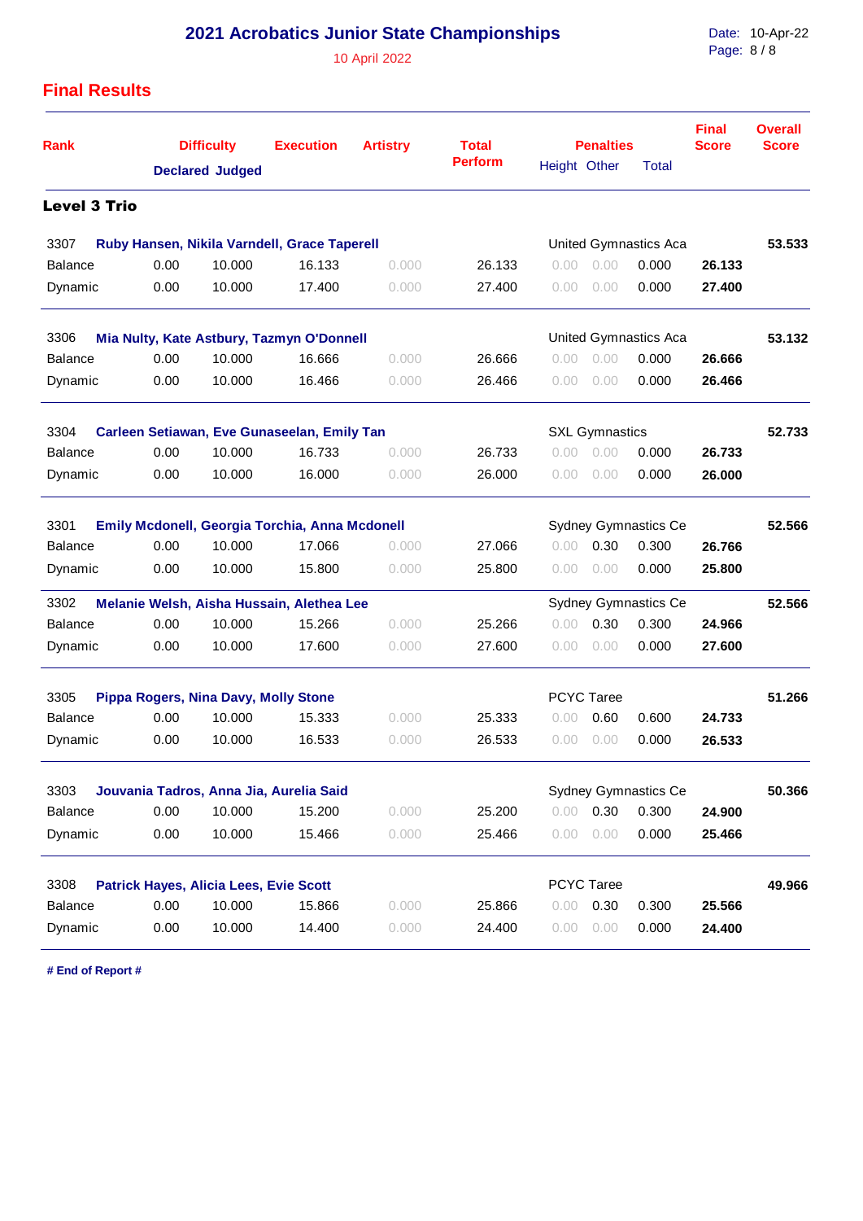# 2021 Acrobatics Junior State Championships

10 April 2022

Date: 10-Apr-22

## Final Results

| Rank | Difficulty Declared | Difficulty Judged | Execution | Artistry | Total Perform | Penalties Height | Penalties Other | Penalties Total | Final Score | Overall Score |
|---|---|---|---|---|---|---|---|---|---|---|
| **Level 3 Trio** | | | | | | | | | | |
| 3307 **Ruby Hansen, Nikila Varndell, Grace Taperell** | | | | | | United Gymnastics Aca | | | | **53.533** |
| Balance | 0.00 | 10.000 | 16.133 | 0.000 | 26.133 | 0.00 | 0.00 | 0.000 | **26.133** | |
| Dynamic | 0.00 | 10.000 | 17.400 | 0.000 | 27.400 | 0.00 | 0.00 | 0.000 | **27.400** | |
| 3306 **Mia Nulty, Kate Astbury, Tazmyn O'Donnell** | | | | | | United Gymnastics Aca | | | | **53.132** |
| Balance | 0.00 | 10.000 | 16.666 | 0.000 | 26.666 | 0.00 | 0.00 | 0.000 | **26.666** | |
| Dynamic | 0.00 | 10.000 | 16.466 | 0.000 | 26.466 | 0.00 | 0.00 | 0.000 | **26.466** | |
| 3304 **Carleen Setiawan, Eve Gunaseelan, Emily Tan** | | | | | | SXL Gymnastics | | | | **52.733** |
| Balance | 0.00 | 10.000 | 16.733 | 0.000 | 26.733 | 0.00 | 0.00 | 0.000 | **26.733** | |
| Dynamic | 0.00 | 10.000 | 16.000 | 0.000 | 26.000 | 0.00 | 0.00 | 0.000 | **26.000** | |
| 3301 **Emily Mcdonell, Georgia Torchia, Anna Mcdonell** | | | | | | Sydney Gymnastics Ce | | | | **52.566** |
| Balance | 0.00 | 10.000 | 17.066 | 0.000 | 27.066 | 0.00 | 0.30 | 0.300 | **26.766** | |
| Dynamic | 0.00 | 10.000 | 15.800 | 0.000 | 25.800 | 0.00 | 0.00 | 0.000 | **25.800** | |
| 3302 **Melanie Welsh, Aisha Hussain, Alethea Lee** | | | | | | Sydney Gymnastics Ce | | | | **52.566** |
| Balance | 0.00 | 10.000 | 15.266 | 0.000 | 25.266 | 0.00 | 0.30 | 0.300 | **24.966** | |
| Dynamic | 0.00 | 10.000 | 17.600 | 0.000 | 27.600 | 0.00 | 0.00 | 0.000 | **27.600** | |
| 3305 **Pippa Rogers, Nina Davy, Molly Stone** | | | | | | PCYC Taree | | | | **51.266** |
| Balance | 0.00 | 10.000 | 15.333 | 0.000 | 25.333 | 0.00 | 0.60 | 0.600 | **24.733** | |
| Dynamic | 0.00 | 10.000 | 16.533 | 0.000 | 26.533 | 0.00 | 0.00 | 0.000 | **26.533** | |
| 3303 **Jouvania Tadros, Anna Jia, Aurelia Said** | | | | | | Sydney Gymnastics Ce | | | | **50.366** |
| Balance | 0.00 | 10.000 | 15.200 | 0.000 | 25.200 | 0.00 | 0.30 | 0.300 | **24.900** | |
| Dynamic | 0.00 | 10.000 | 15.466 | 0.000 | 25.466 | 0.00 | 0.00 | 0.000 | **25.466** | |
| 3308 **Patrick Hayes, Alicia Lees, Evie Scott** | | | | | | PCYC Taree | | | | **49.966** |
| Balance | 0.00 | 10.000 | 15.866 | 0.000 | 25.866 | 0.00 | 0.30 | 0.300 | **25.566** | |
| Dynamic | 0.00 | 10.000 | 14.400 | 0.000 | 24.400 | 0.00 | 0.00 | 0.000 | **24.400** | |

**# End of Report #**